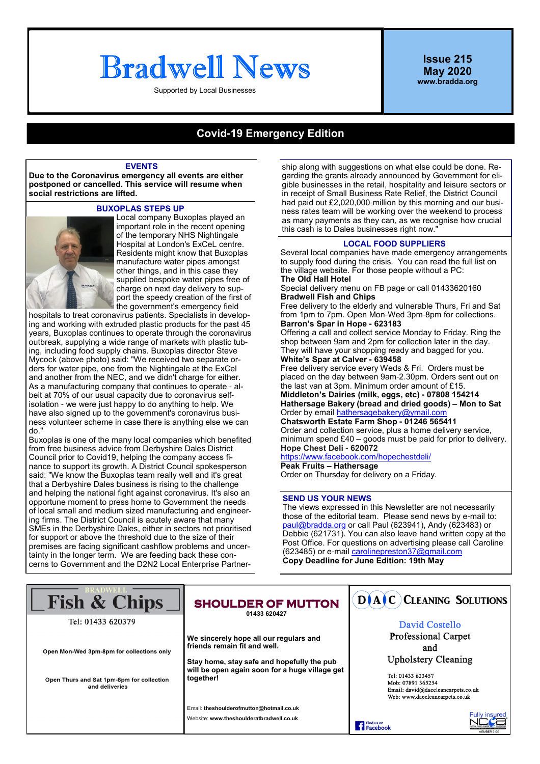# Bradwell News

Supported by Local Businesses

**Issue 215**
**May 2020**
**www.bradda.org**

## Covid-19 Emergency Edition

### EVENTS

**Due to the Coronavirus emergency all events are either postponed or cancelled. This service will resume when social restrictions are lifted.**

### BUXOPLAS STEPS UP

Local company Buxoplas played an important role in the recent opening of the temporary NHS Nightingale Hospital at London's ExCeL centre. Residents might know that Buxoplas manufacture water pipes amongst other things, and in this case they supplied bespoke water pipes free of charge on next day delivery to support the speedy creation of the first of the government's emergency field hospitals to treat coronavirus patients. Specialists in developing and working with extruded plastic products for the past 45 years, Buxoplas continues to operate through the coronavirus outbreak, supplying a wide range of markets with plastic tubing, including food supply chains. Buxoplas director Steve Mycock (above photo) said: "We received two separate orders for water pipe, one from the Nightingale at the ExCel and another from the NEC, and we didn't charge for either. As a manufacturing company that continues to operate - albeit at 70% of our usual capacity due to coronavirus self-isolation - we were just happy to do anything to help. We have also signed up to the government's coronavirus business volunteer scheme in case there is anything else we can do."

Buxoplas is one of the many local companies which benefited from free business advice from Derbyshire Dales District Council prior to Covid19, helping the company access finance to support its growth. A District Council spokesperson said: "We know the Buxoplas team really well and it's great that a Derbyshire Dales business is rising to the challenge and helping the national fight against coronavirus. It's also an opportune moment to press home to Government the needs of local small and medium sized manufacturing and engineering firms. The District Council is acutely aware that many SMEs in the Derbyshire Dales, either in sectors not prioritised for support or above the threshold due to the size of their premises are facing significant cashflow problems and uncertainty in the longer term. We are feeding back these concerns to Government and the D2N2 Local Enterprise Partnership along with suggestions on what else could be done. Regarding the grants already announced by Government for eligible businesses in the retail, hospitality and leisure sectors or in receipt of Small Business Rate Relief, the District Council had paid out £2,020,000-million by this morning and our business rates team will be working over the weekend to process as many payments as they can, as we recognise how crucial this cash is to Dales businesses right now."

### LOCAL FOOD SUPPLIERS

Several local companies have made emergency arrangements to supply food during the crisis. You can read the full list on the village website. For those people without a PC:

**The Old Hall Hotel**
Special delivery menu on FB page or call 01433620160

**Bradwell Fish and Chips**
Free delivery to the elderly and vulnerable Thurs, Fri and Sat from 1pm to 7pm. Open Mon-Wed 3pm-8pm for collections.

**Barron's Spar in Hope - 623183**
Offering a call and collect service Monday to Friday. Ring the shop between 9am and 2pm for collection later in the day. They will have your shopping ready and bagged for you.

**White's Spar at Calver - 639458**
Free delivery service every Weds & Fri. Orders must be placed on the day between 9am-2.30pm. Orders sent out on the last van at 3pm. Minimum order amount of £15.

**Middleton's Dairies (milk, eggs, etc) - 07808 154214**

**Hathersage Bakery (bread and dried goods) – Mon to Sat**
Order by email hathersagebakery@ymail.com

**Chatsworth Estate Farm Shop - 01246 565411**
Order and collection service, plus a home delivery service, minimum spend £40 – goods must be paid for prior to delivery.

**Hope Chest Deli - 620072**
https://www.facebook.com/hopechestdeli/

**Peak Fruits – Hathersage**
Order on Thursday for delivery on a Friday.

### SEND US YOUR NEWS

The views expressed in this Newsletter are not necessarily those of the editorial team. Please send news by e-mail to: paul@bradda.org or call Paul (623941), Andy (623483) or Debbie (621731). You can also leave hand written copy at the Post Office. For questions on advertising please call Caroline (623485) or e-mail carolinepreston37@gmail.com

**Copy Deadline for June Edition: 19th May**

---

**BRADWELL Fish & Chips**
Tel: 01433 620379

Open Mon-Wed 3pm-8pm for collections only

Open Thurs and Sat 1pm-8pm for collection and deliveries

---

**SHOULDER OF MUTTON**
01433 620427

**We sincerely hope all our regulars and friends remain fit and well.**

**Stay home, stay safe and hopefully the pub will be open again soon for a huge village get together!**

Email: **theshoulderofmutton@hotmail.co.uk**
Website: **www.theshoulderatbradwell.co.uk**

---

**DAC Cleaning Solutions**

David Costello
Professional Carpet and Upholstery Cleaning

Tel: 01433 623457
Mob: 07891 365254
Email: david@daccleancarpets.co.uk
Web: www.daccleancarpets.co.uk

Find us on Facebook

Fully insured
NCCA MEMBER 3135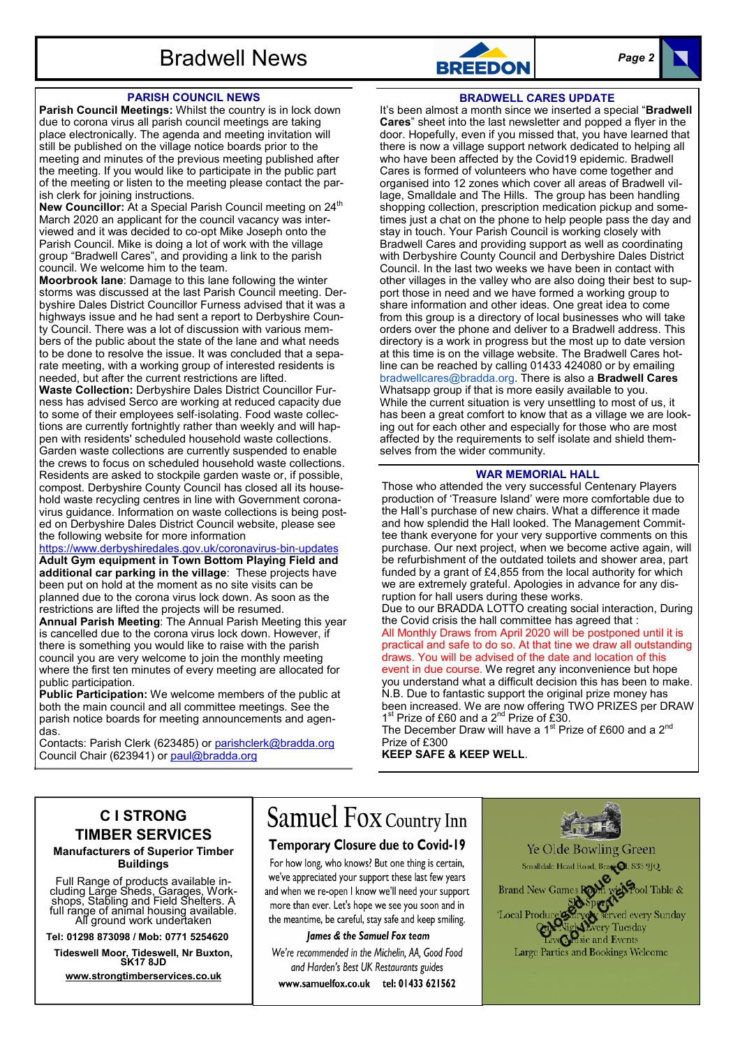## PARISH COUNCIL NEWS

**Parish Council Meetings:** Whilst the country is in lock down due to corona virus all parish council meetings are taking place electronically. The agenda and meeting invitation will still be published on the village notice boards prior to the meeting and minutes of the previous meeting published after the meeting. If you would like to participate in the public part of the meeting or listen to the meeting please contact the parish clerk for joining instructions.

**New Councillor:** At a Special Parish Council meeting on 24th March 2020 an applicant for the council vacancy was interviewed and it was decided to co-opt Mike Joseph onto the Parish Council. Mike is doing a lot of work with the village group "Bradwell Cares", and providing a link to the parish council. We welcome him to the team.

**Moorbrook lane**: Damage to this lane following the winter storms was discussed at the last Parish Council meeting. Derbyshire Dales District Councillor Furness advised that it was a highways issue and he had sent a report to Derbyshire County Council. There was a lot of discussion with various members of the public about the state of the lane and what needs to be done to resolve the issue. It was concluded that a separate meeting, with a working group of interested residents is needed, but after the current restrictions are lifted.

**Waste Collection:** Derbyshire Dales District Councillor Furness has advised Serco are working at reduced capacity due to some of their employees self-isolating. Food waste collections are currently fortnightly rather than weekly and will happen with residents' scheduled household waste collections. Garden waste collections are currently suspended to enable the crews to focus on scheduled household waste collections. Residents are asked to stockpile garden waste or, if possible, compost. Derbyshire County Council has closed all its household waste recycling centres in line with Government coronavirus guidance. Information on waste collections is being posted on Derbyshire Dales District Council website, please see the following website for more information
https://www.derbyshiredales.gov.uk/coronavirus-bin-updates

**Adult Gym equipment in Town Bottom Playing Field and additional car parking in the village**: These projects have been put on hold at the moment as no site visits can be planned due to the corona virus lock down. As soon as the restrictions are lifted the projects will be resumed.

**Annual Parish Meeting**: The Annual Parish Meeting this year is cancelled due to the corona virus lock down. However, if there is something you would like to raise with the parish council you are very welcome to join the monthly meeting where the first ten minutes of every meeting are allocated for public participation.

**Public Participation:** We welcome members of the public at both the main council and all committee meetings. See the parish notice boards for meeting announcements and agendas.

Contacts: Parish Clerk (623485) or parishclerk@bradda.org
Council Chair (623941) or paul@bradda.org

## BRADWELL CARES UPDATE

It's been almost a month since we inserted a special "**Bradwell Cares**" sheet into the last newsletter and popped a flyer in the door. Hopefully, even if you missed that, you have learned that there is now a village support network dedicated to helping all who have been affected by the Covid19 epidemic. Bradwell Cares is formed of volunteers who have come together and organised into 12 zones which cover all areas of Bradwell village, Smalldale and The Hills. The group has been handling shopping collection, prescription medication pickup and sometimes just a chat on the phone to help people pass the day and stay in touch. Your Parish Council is working closely with Bradwell Cares and providing support as well as coordinating with Derbyshire County Council and Derbyshire Dales District Council. In the last two weeks we have been in contact with other villages in the valley who are also doing their best to support those in need and we have formed a working group to share information and other ideas. One great idea to come from this group is a directory of local businesses who will take orders over the phone and deliver to a Bradwell address. This directory is a work in progress but the most up to date version at this time is on the village website. The Bradwell Cares hotline can be reached by calling 01433 424080 or by emailing bradwellcares@bradda.org. There is also a **Bradwell Cares** Whatsapp group if that is more easily available to you.

While the current situation is very unsettling to most of us, it has been a great comfort to know that as a village we are looking out for each other and especially for those who are most affected by the requirements to self isolate and shield themselves from the wider community.

## WAR MEMORIAL HALL

Those who attended the very successful Centenary Players production of 'Treasure Island' were more comfortable due to the Hall's purchase of new chairs. What a difference it made and how splendid the Hall looked. The Management Committee thank everyone for your very supportive comments on this purchase. Our next project, when we become active again, will be refurbishment of the outdated toilets and shower area, part funded by a grant of £4,855 from the local authority for which we are extremely grateful. Apologies in advance for any disruption for hall users during these works.

Due to our BRADDA LOTTO creating social interaction, During the Covid crisis the hall committee has agreed that :

All Monthly Draws from April 2020 will be postponed until it is practical and safe to do so. At that tine we draw all outstanding draws. You will be advised of the date and location of this event in due course. We regret any inconvenience but hope you understand what a difficult decision this has been to make.

N.B. Due to fantastic support the original prize money has been increased. We are now offering TWO PRIZES per DRAW 1st Prize of £60 and a 2nd Prize of £30.

The December Draw will have a 1st Prize of £600 and a 2nd Prize of £300

**KEEP SAFE & KEEP WELL**.

---

### C I STRONG TIMBER SERVICES

**Manufacturers of Superior Timber Buildings**

Full Range of products available including Large Sheds, Garages, Workshops, Stabling and Field Shelters. A full range of animal housing available. All ground work undertaken

**Tel: 01298 873098 / Mob: 0771 5254620**

**Tideswell Moor, Tideswell, Nr Buxton, SK17 8JD**

**www.strongtimberservices.co.uk**

---

### Samuel Fox Country Inn

**Temporary Closure due to Covid-19**

For how long, who knows? But one thing is certain, we've appreciated your support these last few years and when we re-open I know we'll need your support more than ever. Let's hope we see you soon and in the meantime, be careful, stay safe and keep smiling.

*James & the Samuel Fox team*

*We're recommended in the Michelin, AA, Good Food and Harden's Best UK Restaurants guides*

**www.samuelfox.co.uk tel: 01433 621562**

---

### Ye Olde Bowling Green

Smalldale Head Road, Bradwell, S33 9JQ

Brand New Games Room with Pool Table & Sky Sports

Local Produce Carvery served every Sunday

Quiz Night Every Tuesday

Live Music and Events

Large Parties and Bookings Welcome

**Closed due to Covid Crisis**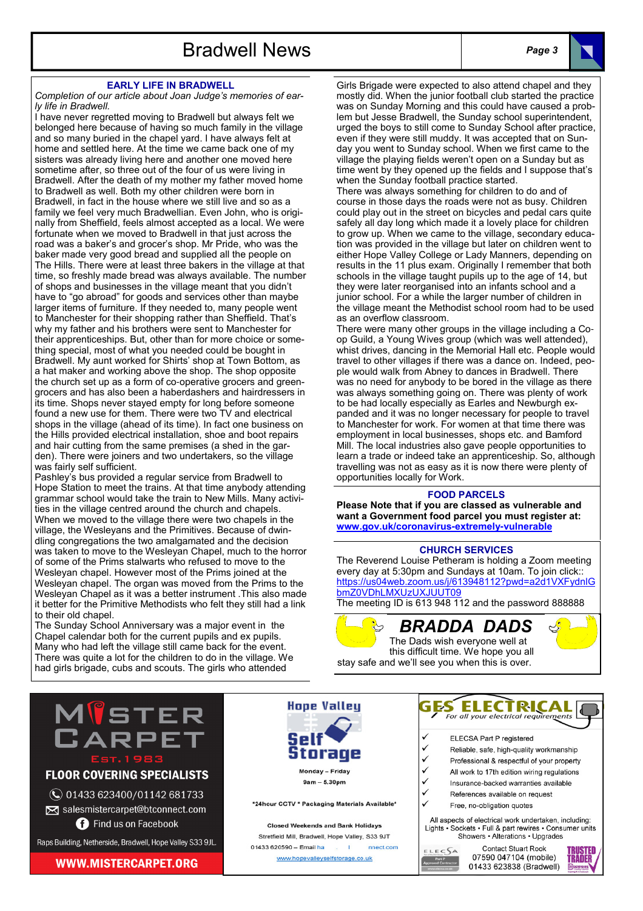## EARLY LIFE IN BRADWELL

*Completion of our article about Joan Judge's memories of early life in Bradwell.*

I have never regretted moving to Bradwell but always felt we belonged here because of having so much family in the village and so many buried in the chapel yard. I have always felt at home and settled here. At the time we came back one of my sisters was already living here and another one moved here sometime after, so three out of the four of us were living in Bradwell. After the death of my mother my father moved home to Bradwell as well. Both my other children were born in Bradwell, in fact in the house where we still live and so as a family we feel very much Bradwellian. Even John, who is originally from Sheffield, feels almost accepted as a local. We were fortunate when we moved to Bradwell in that just across the road was a baker's and grocer's shop. Mr Pride, who was the baker made very good bread and supplied all the people on The Hills. There were at least three bakers in the village at that time, so freshly made bread was always available. The number of shops and businesses in the village meant that you didn't have to "go abroad" for goods and services other than maybe larger items of furniture. If they needed to, many people went to Manchester for their shopping rather than Sheffield. That's why my father and his brothers were sent to Manchester for their apprenticeships. But, other than for more choice or something special, most of what you needed could be bought in Bradwell. My aunt worked for Shirts' shop at Town Bottom, as a hat maker and working above the shop. The shop opposite the church set up as a form of co-operative grocers and greengrocers and has also been a haberdashers and hairdressers in its time. Shops never stayed empty for long before someone found a new use for them. There were two TV and electrical shops in the village (ahead of its time). In fact one business on the Hills provided electrical installation, shoe and boot repairs and hair cutting from the same premises (a shed in the garden). There were joiners and two undertakers, so the village was fairly self sufficient.

Pashley's bus provided a regular service from Bradwell to Hope Station to meet the trains. At that time anybody attending grammar school would take the train to New Mills. Many activities in the village centred around the church and chapels. When we moved to the village there were two chapels in the village, the Wesleyans and the Primitives. Because of dwindling congregations the two amalgamated and the decision was taken to move to the Wesleyan Chapel, much to the horror of some of the Prims stalwarts who refused to move to the Wesleyan chapel. However most of the Prims joined at the Wesleyan chapel. The organ was moved from the Prims to the Wesleyan Chapel as it was a better instrument .This also made it better for the Primitive Methodists who felt they still had a link to their old chapel.

The Sunday School Anniversary was a major event in the Chapel calendar both for the current pupils and ex pupils. Many who had left the village still came back for the event. There was quite a lot for the children to do in the village. We had girls brigade, cubs and scouts. The girls who attended Girls Brigade were expected to also attend chapel and they mostly did. When the junior football club started the practice was on Sunday Morning and this could have caused a problem but Jesse Bradwell, the Sunday school superintendent, urged the boys to still come to Sunday School after practice, even if they were still muddy. It was accepted that on Sunday you went to Sunday school. When we first came to the village the playing fields weren't open on a Sunday but as time went by they opened up the fields and I suppose that's when the Sunday football practice started.

There was always something for children to do and of course in those days the roads were not as busy. Children could play out in the street on bicycles and pedal cars quite safely all day long which made it a lovely place for children to grow up. When we came to the village, secondary education was provided in the village but later on children went to either Hope Valley College or Lady Manners, depending on results in the 11 plus exam. Originally I remember that both schools in the village taught pupils up to the age of 14, but they were later reorganised into an infants school and a junior school. For a while the larger number of children in the village meant the Methodist school room had to be used as an overflow classroom.

There were many other groups in the village including a Co-op Guild, a Young Wives group (which was well attended), whist drives, dancing in the Memorial Hall etc. People would travel to other villages if there was a dance on. Indeed, people would walk from Abney to dances in Bradwell. There was no need for anybody to be bored in the village as there was always something going on. There was plenty of work to be had locally especially as Earles and Newburgh expanded and it was no longer necessary for people to travel to Manchester for work. For women at that time there was employment in local businesses, shops etc. and Bamford Mill. The local industries also gave people opportunities to learn a trade or indeed take an apprenticeship. So, although travelling was not as easy as it is now there were plenty of opportunities locally for Work.

## FOOD PARCELS

**Please Note that if you are classed as vulnerable and want a Government food parcel you must register at: [www.gov.uk/coronavirus-extremely-vulnerable](www.gov.uk/coronavirus-extremely-vulnerable)**

## CHURCH SERVICES

The Reverend Louise Petheram is holding a Zoom meeting every day at 5:30pm and Sundays at 10am. To join click::
https://us04web.zoom.us/j/613948112?pwd=a2d1VXFydnlGbmZ0VDhLMXUzUXJUUT09
The meeting ID is 613 948 112 and the password 888888

## BRADDA DADS

The Dads wish everyone well at this difficult time. We hope you all stay safe and we'll see you when this is over.

---

**MISTER CARPET** Est. 1983
**FLOOR COVERING SPECIALISTS**
01433 623400/01142 681733
salesmistercarpet@btconnect.com
Find us on Facebook
Raps Building, Netherside, Bradwell, Hope Valley S33 9JL
**WWW.MISTERCARPET.ORG**

---

**Hope Valley Self Storage**
Monday – Friday
9am – 5.30pm
*24hour CCTV * Packaging Materials Available*
Closed Weekends and Bank Holidays
Stretfield Mill, Bradwell, Hope Valley, S33 9JT
01433 620590 – Email ha... nnect.com
www.hopevalleyselfstorage.co.uk

---

**GES ELECTRICAL**
*For all your electrical requirements*

- ✓ ELECSA Part P registered
- ✓ Reliable, safe, high-quality workmanship
- ✓ Professional & respectful of your property
- ✓ All work to 17th edition wiring regulations
- ✓ Insurance-backed warranties available
- ✓ References available on request
- ✓ Free, no-obligation quotes

All aspects of electrical work undertaken, including:
Lights • Sockets • Full & part rewires • Consumer units
Showers • Alterations • Upgrades

Contact Stuart Rook
07590 047104 (mobile)
01433 623838 (Bradwell)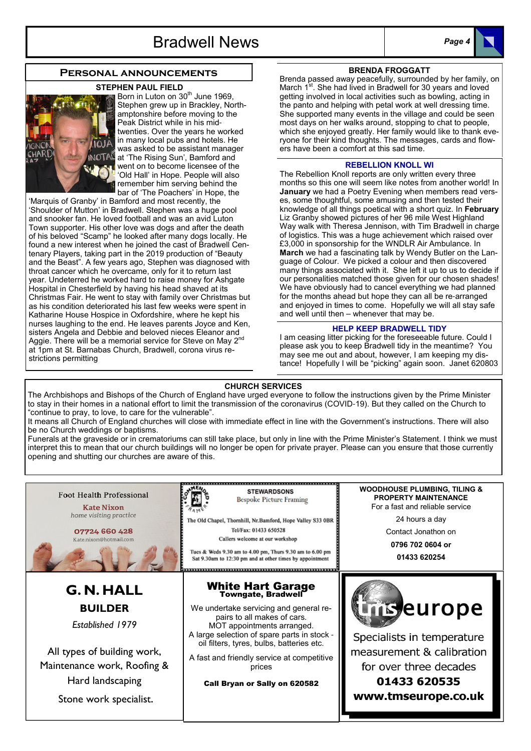## Personal Announcements

### STEPHEN PAUL FIELD

Born in Luton on 30th June 1969, Stephen grew up in Brackley, Northamptonshire before moving to the Peak District while in his mid-twenties. Over the years he worked in many local pubs and hotels. He was asked to be assistant manager at 'The Rising Sun', Bamford and went on to become licensee of the 'Old Hall' in Hope. People will also remember him serving behind the bar of 'The Poachers' in Hope, the 'Marquis of Granby' in Bamford and most recently, the 'Shoulder of Mutton' in Bradwell. Stephen was a huge pool and snooker fan. He loved football and was an avid Luton Town supporter. His other love was dogs and after the death of his beloved "Scamp" he looked after many dogs locally. He found a new interest when he joined the cast of Bradwell Centenary Players, taking part in the 2019 production of "Beauty and the Beast". A few years ago, Stephen was diagnosed with throat cancer which he overcame, only for it to return last year. Undeterred he worked hard to raise money for Ashgate Hospital in Chesterfield by having his head shaved at its Christmas Fair. He went to stay with family over Christmas but as his condition deteriorated his last few weeks were spent in Katharine House Hospice in Oxfordshire, where he kept his nurses laughing to the end. He leaves parents Joyce and Ken, sisters Angela and Debbie and beloved nieces Eleanor and Aggie. There will be a memorial service for Steve on May 2nd at 1pm at St. Barnabas Church, Bradwell, corona virus restrictions permitting

### BRENDA FROGGATT

Brenda passed away peacefully, surrounded by her family, on March 1st. She had lived in Bradwell for 30 years and loved getting involved in local activities such as bowling, acting in the panto and helping with petal work at well dressing time. She supported many events in the village and could be seen most days on her walks around, stopping to chat to people, which she enjoyed greatly. Her family would like to thank everyone for their kind thoughts. The messages, cards and flowers have been a comfort at this sad time.

### REBELLION KNOLL WI

The Rebellion Knoll reports are only written every three months so this one will seem like notes from another world! In **January** we had a Poetry Evening when members read verses, some thoughtful, some amusing and then tested their knowledge of all things poetical with a short quiz. In **February** Liz Granby showed pictures of her 96 mile West Highland Way walk with Theresa Jennison, with Tim Bradwell in charge of logistics. This was a huge achievement which raised over £3,000 in sponsorship for the WNDLR Air Ambulance. In **March** we had a fascinating talk by Wendy Butler on the Language of Colour. We picked a colour and then discovered many things associated with it. She left it up to us to decide if our personalities matched those given for our chosen shades! We have obviously had to cancel everything we had planned for the months ahead but hope they can all be re-arranged and enjoyed in times to come. Hopefully we will all stay safe and well until then – whenever that may be.

### HELP KEEP BRADWELL TIDY

I am ceasing litter picking for the foreseeable future. Could I please ask you to keep Bradwell tidy in the meantime? You may see me out and about, however, I am keeping my distance! Hopefully I will be "picking" again soon. Janet 620803

### CHURCH SERVICES

The Archbishops and Bishops of the Church of England have urged everyone to follow the instructions given by the Prime Minister to stay in their homes in a national effort to limit the transmission of the coronavirus (COVID-19). But they called on the Church to "continue to pray, to love, to care for the vulnerable".

It means all Church of England churches will close with immediate effect in line with the Government's instructions. There will also be no Church weddings or baptisms.

Funerals at the graveside or in crematoriums can still take place, but only in line with the Prime Minister's Statement. I think we must interpret this to mean that our church buildings will no longer be open for private prayer. Please can you ensure that those currently opening and shutting our churches are aware of this.

---

Foot Health Professional
**Kate Nixon**
*home visiting practice*
**07724 660 428**
Kate.nixon@hotmail.com

---

**STEWARDSONS**
Bespoke Picture Framing
The Old Chapel, Thornhill, Nr.Bamford, Hope Valley S33 0BR
Tel/Fax: 01433 650528
Callers welcome at our workshop
Tues & Weds 9.30 am to 4.00 pm, Thurs 9.30 am to 6.00 pm
Sat 9.30am to 12:30 pm and at other times by appointment

---

**WOODHOUSE PLUMBING, TILING & PROPERTY MAINTENANCE**
For a fast and reliable service
24 hours a day
Contact Jonathon on
**0796 702 0604 or**
**01433 620254**

---

**G. N. HALL**
**BUILDER**
*Established 1979*
All types of building work, Maintenance work, Roofing & Hard landscaping
Stone work specialist.

---

**White Hart Garage**
**Towngate, Bradwell**
We undertake servicing and general repairs to all makes of cars.
MOT appointments arranged.
A large selection of spare parts in stock - oil filters, tyres, bulbs, batteries etc.
A fast and friendly service at competitive prices
**Call Bryan or Sally on 620582**

---

**tms europe**
Specialists in temperature measurement & calibration for over three decades
**01433 620535**
**www.tmseurope.co.uk**